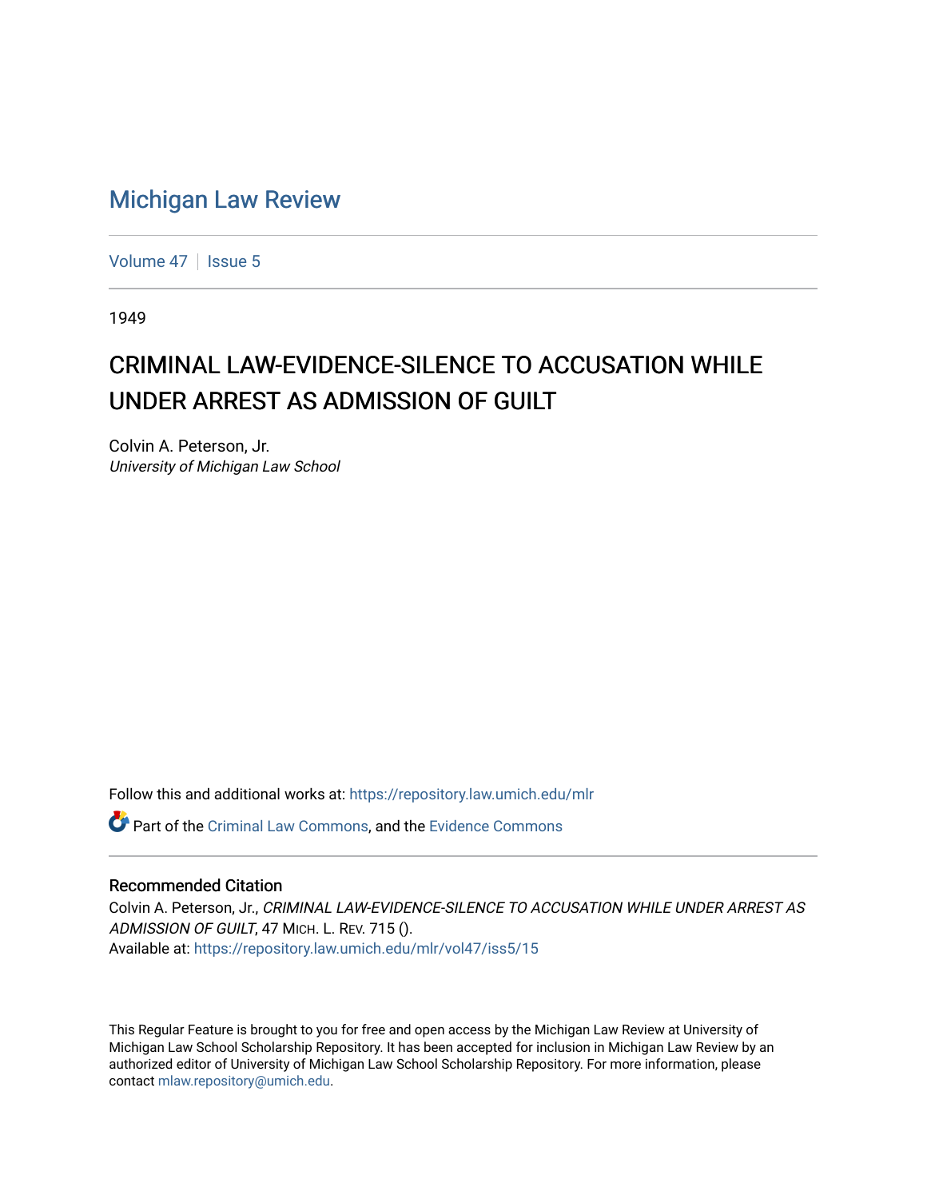# Michigan Law Review

Volume 47 | Issue 5

1949

## CRIMINAL LAW-EVIDENCE-SILENCE TO ACCUSATION WHILE UNDER ARREST AS ADMISSION OF GUILT

Colvin A. Peterson, Jr.
*University of Michigan Law School*

Follow this and additional works at: https://repository.law.umich.edu/mlr

Part of the Criminal Law Commons, and the Evidence Commons

### Recommended Citation

Colvin A. Peterson, Jr., *CRIMINAL LAW-EVIDENCE-SILENCE TO ACCUSATION WHILE UNDER ARREST AS ADMISSION OF GUILT*, 47 MICH. L. REV. 715 ().
Available at: https://repository.law.umich.edu/mlr/vol47/iss5/15

This Regular Feature is brought to you for free and open access by the Michigan Law Review at University of Michigan Law School Scholarship Repository. It has been accepted for inclusion in Michigan Law Review by an authorized editor of University of Michigan Law School Scholarship Repository. For more information, please contact mlaw.repository@umich.edu.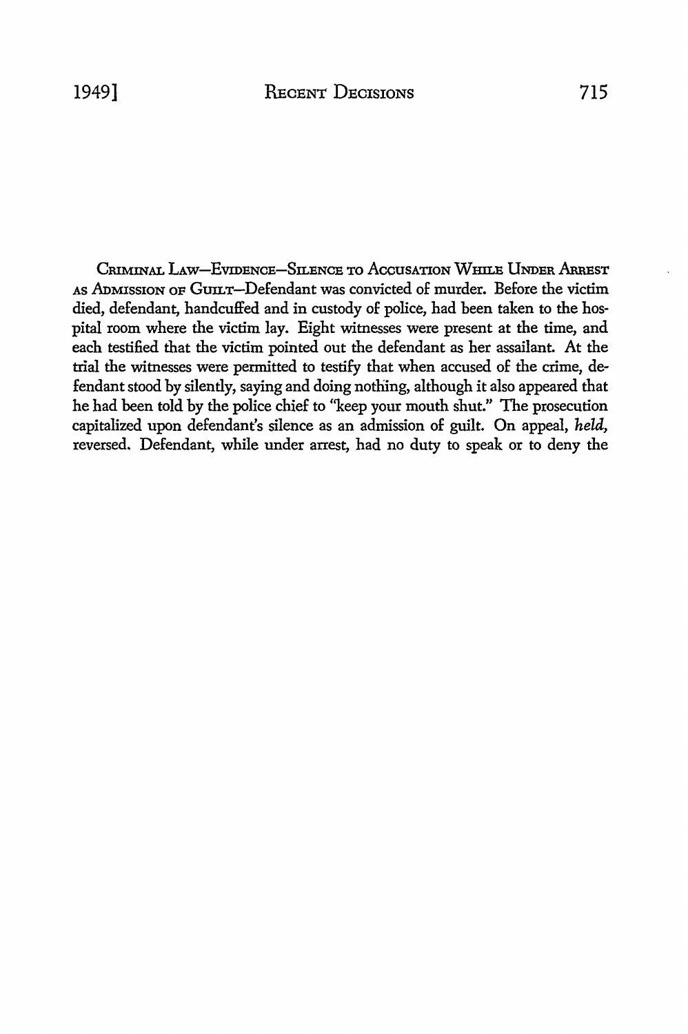CRIMINAL LAW—EVIDENCE—SILENCE TO ACCUSATION WHILE UNDER ARREST AS ADMISSION OF GUILT—Defendant was convicted of murder. Before the victim died, defendant, handcuffed and in custody of police, had been taken to the hospital room where the victim lay. Eight witnesses were present at the time, and each testified that the victim pointed out the defendant as her assailant. At the trial the witnesses were permitted to testify that when accused of the crime, defendant stood by silently, saying and doing nothing, although it also appeared that he had been told by the police chief to "keep your mouth shut." The prosecution capitalized upon defendant's silence as an admission of guilt. On appeal, *held*, reversed. Defendant, while under arrest, had no duty to speak or to deny the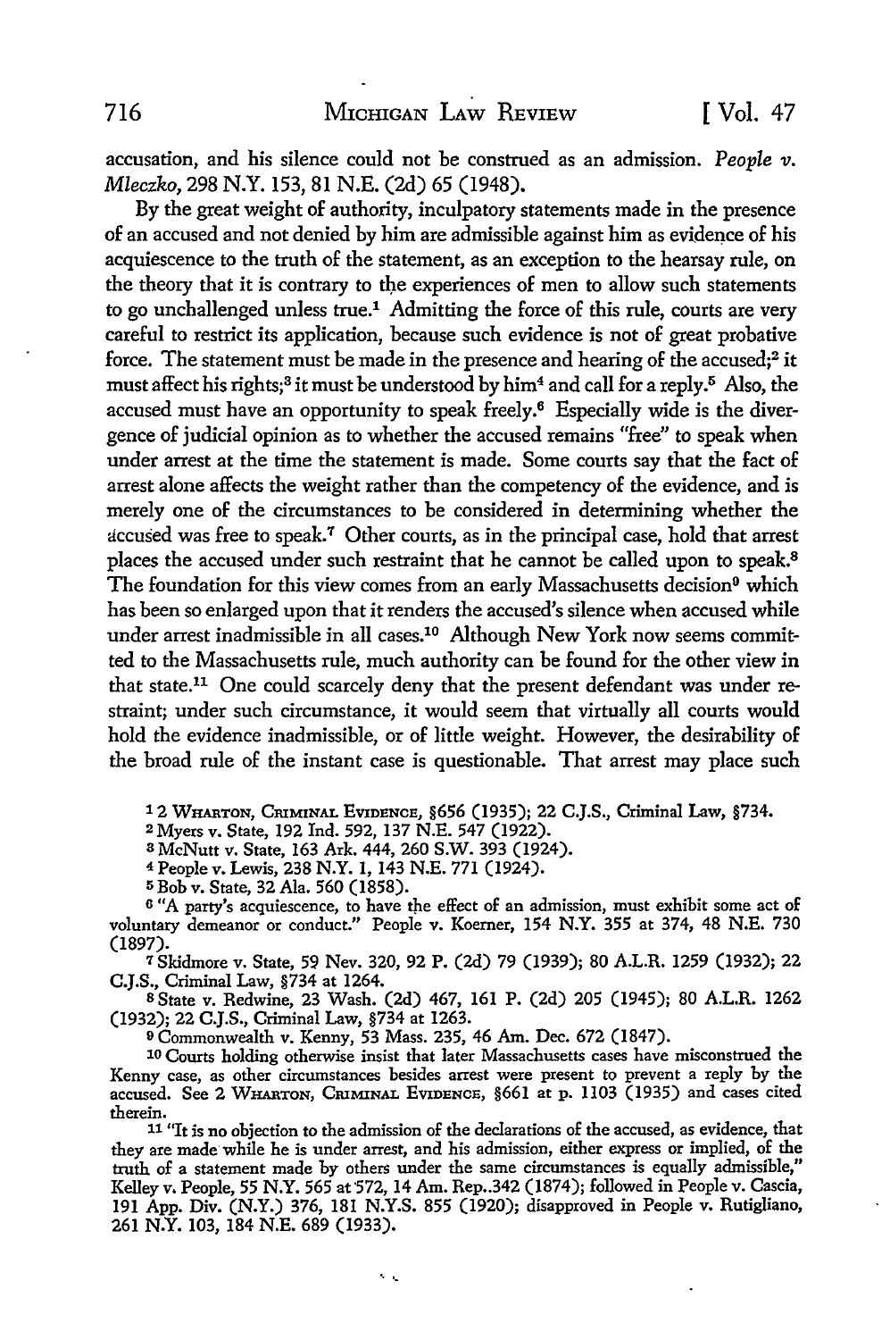accusation, and his silence could not be construed as an admission. *People v. Mleczko*, 298 N.Y. 153, 81 N.E. (2d) 65 (1948).

By the great weight of authority, inculpatory statements made in the presence of an accused and not denied by him are admissible against him as evidence of his acquiescence to the truth of the statement, as an exception to the hearsay rule, on the theory that it is contrary to the experiences of men to allow such statements to go unchallenged unless true.[1] Admitting the force of this rule, courts are very careful to restrict its application, because such evidence is not of great probative force. The statement must be made in the presence and hearing of the accused;[2] it must affect his rights;[3] it must be understood by him[4] and call for a reply.[5] Also, the accused must have an opportunity to speak freely.[6] Especially wide is the divergence of judicial opinion as to whether the accused remains "free" to speak when under arrest at the time the statement is made. Some courts say that the fact of arrest alone affects the weight rather than the competency of the evidence, and is merely one of the circumstances to be considered in determining whether the accused was free to speak.[7] Other courts, as in the principal case, hold that arrest places the accused under such restraint that he cannot be called upon to speak.[8] The foundation for this view comes from an early Massachusetts decision[9] which has been so enlarged upon that it renders the accused's silence when accused while under arrest inadmissible in all cases.[10] Although New York now seems committed to the Massachusetts rule, much authority can be found for the other view in that state.[11] One could scarcely deny that the present defendant was under restraint; under such circumstance, it would seem that virtually all courts would hold the evidence inadmissible, or of little weight. However, the desirability of the broad rule of the instant case is questionable. That arrest may place such

[1] 2 WHARTON, CRIMINAL EVIDENCE, §656 (1935); 22 C.J.S., Criminal Law, §734.

[2] Myers v. State, 192 Ind. 592, 137 N.E. 547 (1922).

[3] McNutt v. State, 163 Ark. 444, 260 S.W. 393 (1924).

[4] People v. Lewis, 238 N.Y. 1, 143 N.E. 771 (1924).

[5] Bob v. State, 32 Ala. 560 (1858).

[6] "A party's acquiescence, to have the effect of an admission, must exhibit some act of voluntary demeanor or conduct." People v. Koerner, 154 N.Y. 355 at 374, 48 N.E. 730 (1897).

[7] Skidmore v. State, 59 Nev. 320, 92 P. (2d) 79 (1939); 80 A.L.R. 1259 (1932); 22 C.J.S., Criminal Law, §734 at 1264.

[8] State v. Redwine, 23 Wash. (2d) 467, 161 P. (2d) 205 (1945); 80 A.L.R. 1262 (1932); 22 C.J.S., Criminal Law, §734 at 1263.

[9] Commonwealth v. Kenny, 53 Mass. 235, 46 Am. Dec. 672 (1847).

[10] Courts holding otherwise insist that later Massachusetts cases have misconstrued the Kenny case, as other circumstances besides arrest were present to prevent a reply by the accused. See 2 WHARTON, CRIMINAL EVIDENCE, §661 at p. 1103 (1935) and cases cited therein.

[11] "It is no objection to the admission of the declarations of the accused, as evidence, that they are made while he is under arrest, and his admission, either express or implied, of the truth of a statement made by others under the same circumstances is equally admissible," Kelley v. People, 55 N.Y. 565 at 572, 14 Am. Rep. 342 (1874); followed in People v. Cascia, 191 App. Div. (N.Y.) 376, 181 N.Y.S. 855 (1920); disapproved in People v. Rutigliano, 261 N.Y. 103, 184 N.E. 689 (1933).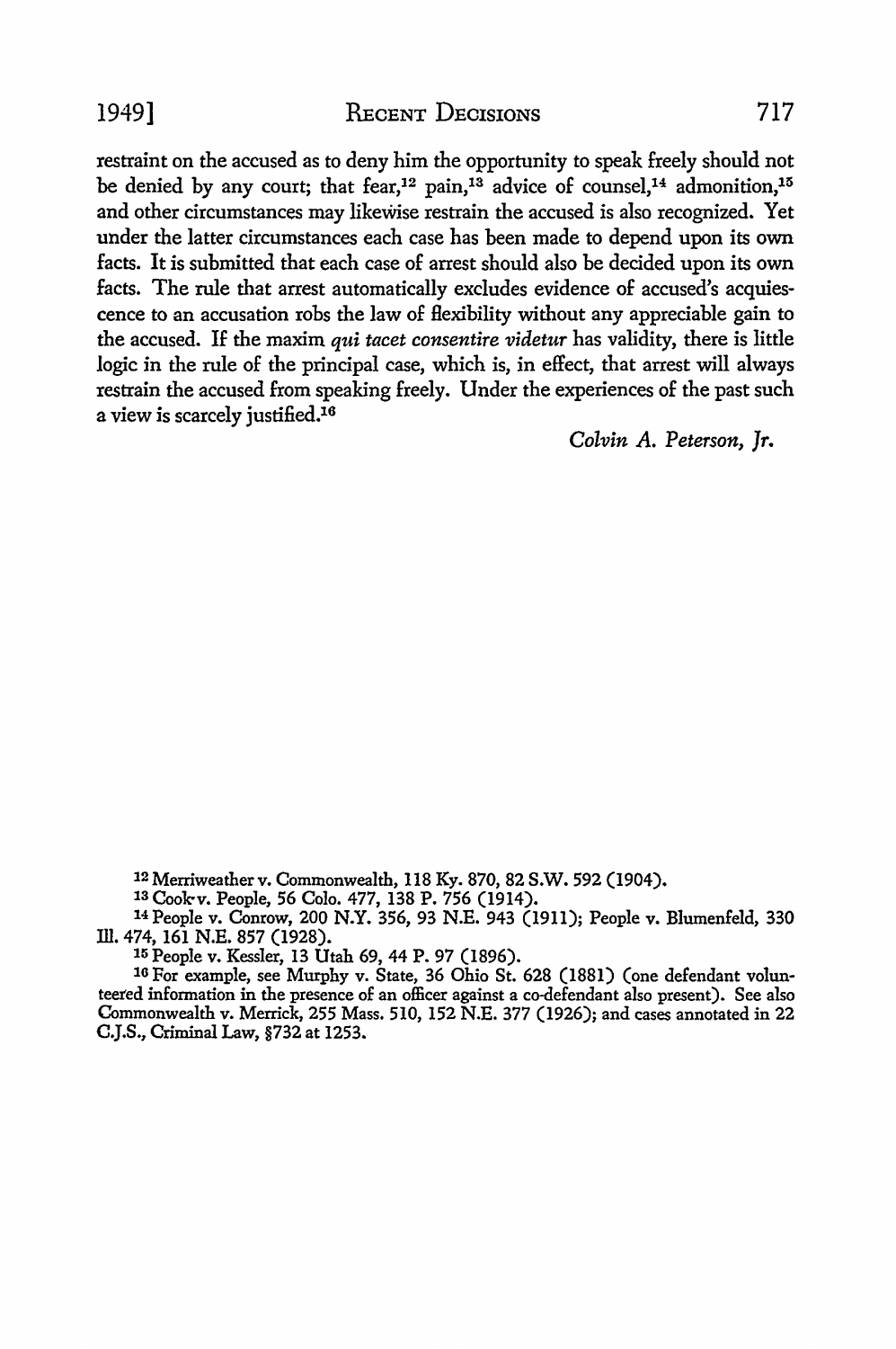restraint on the accused as to deny him the opportunity to speak freely should not be denied by any court; that fear,[12] pain,[13] advice of counsel,[14] admonition,[15] and other circumstances may likewise restrain the accused is also recognized. Yet under the latter circumstances each case has been made to depend upon its own facts. It is submitted that each case of arrest should also be decided upon its own facts. The rule that arrest automatically excludes evidence of accused's acquiescence to an accusation robs the law of flexibility without any appreciable gain to the accused. If the maxim *qui tacet consentire videtur* has validity, there is little logic in the rule of the principal case, which is, in effect, that arrest will always restrain the accused from speaking freely. Under the experiences of the past such a view is scarcely justified.[16]

*Colvin A. Peterson, Jr.*

---

[12] Merriweather v. Commonwealth, 118 Ky. 870, 82 S.W. 592 (1904).

[13] Cook v. People, 56 Colo. 477, 138 P. 756 (1914).

[14] People v. Conrow, 200 N.Y. 356, 93 N.E. 943 (1911); People v. Blumenfeld, 330 Ill. 474, 161 N.E. 857 (1928).

[15] People v. Kessler, 13 Utah 69, 44 P. 97 (1896).

[16] For example, see Murphy v. State, 36 Ohio St. 628 (1881) (one defendant volunteered information in the presence of an officer against a co-defendant also present). See also Commonwealth v. Merrick, 255 Mass. 510, 152 N.E. 377 (1926); and cases annotated in 22 C.J.S., Criminal Law, §732 at 1253.